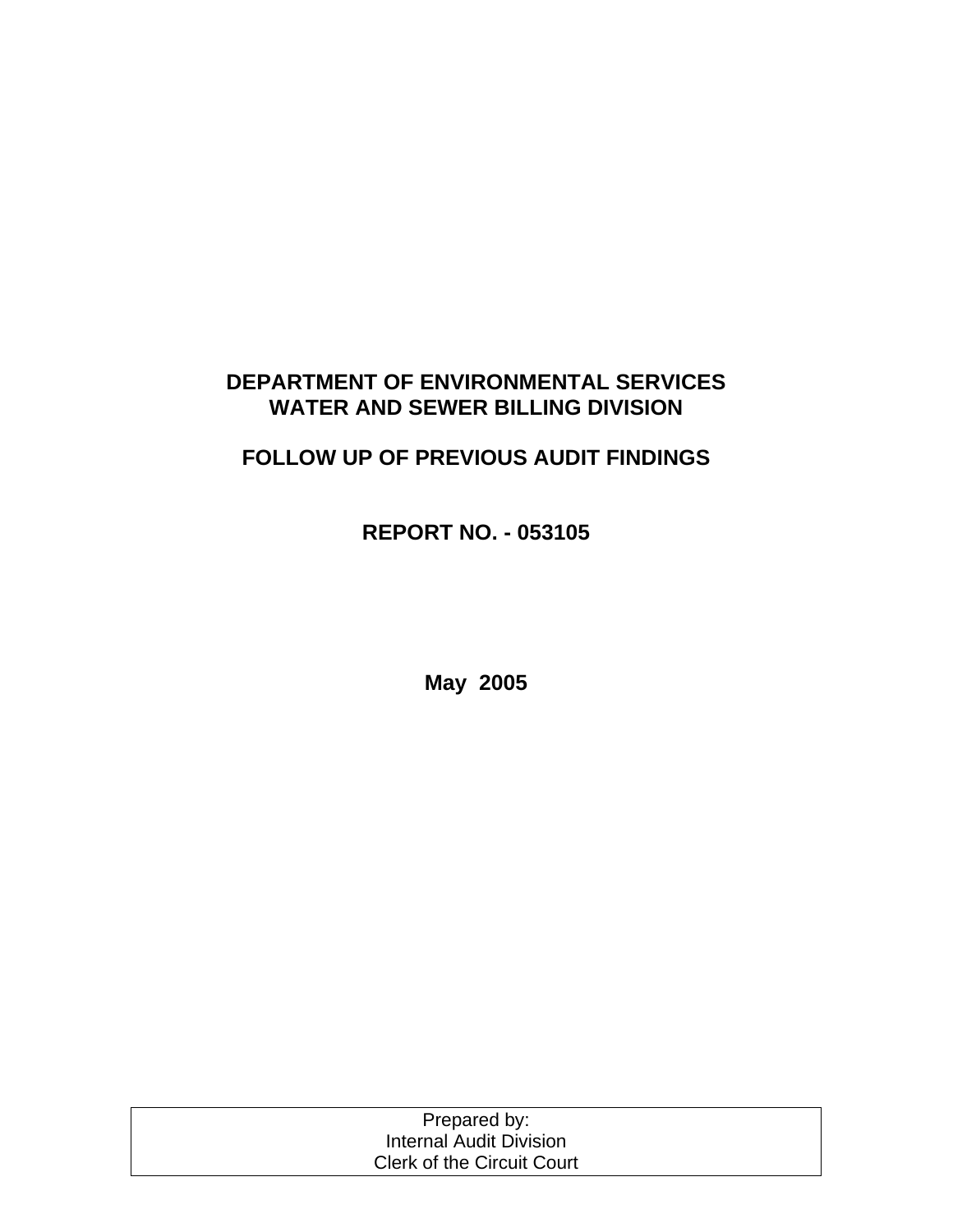# DEPARTMENT OF ENVIRONMENTAL SERVICES
# WATER AND SEWER BILLING DIVISION

## FOLLOW UP OF PREVIOUS AUDIT FINDINGS

## REPORT NO. - 053105

**May 2005**

| Prepared by: |
| --- |
| Internal Audit Division |
| Clerk of the Circuit Court |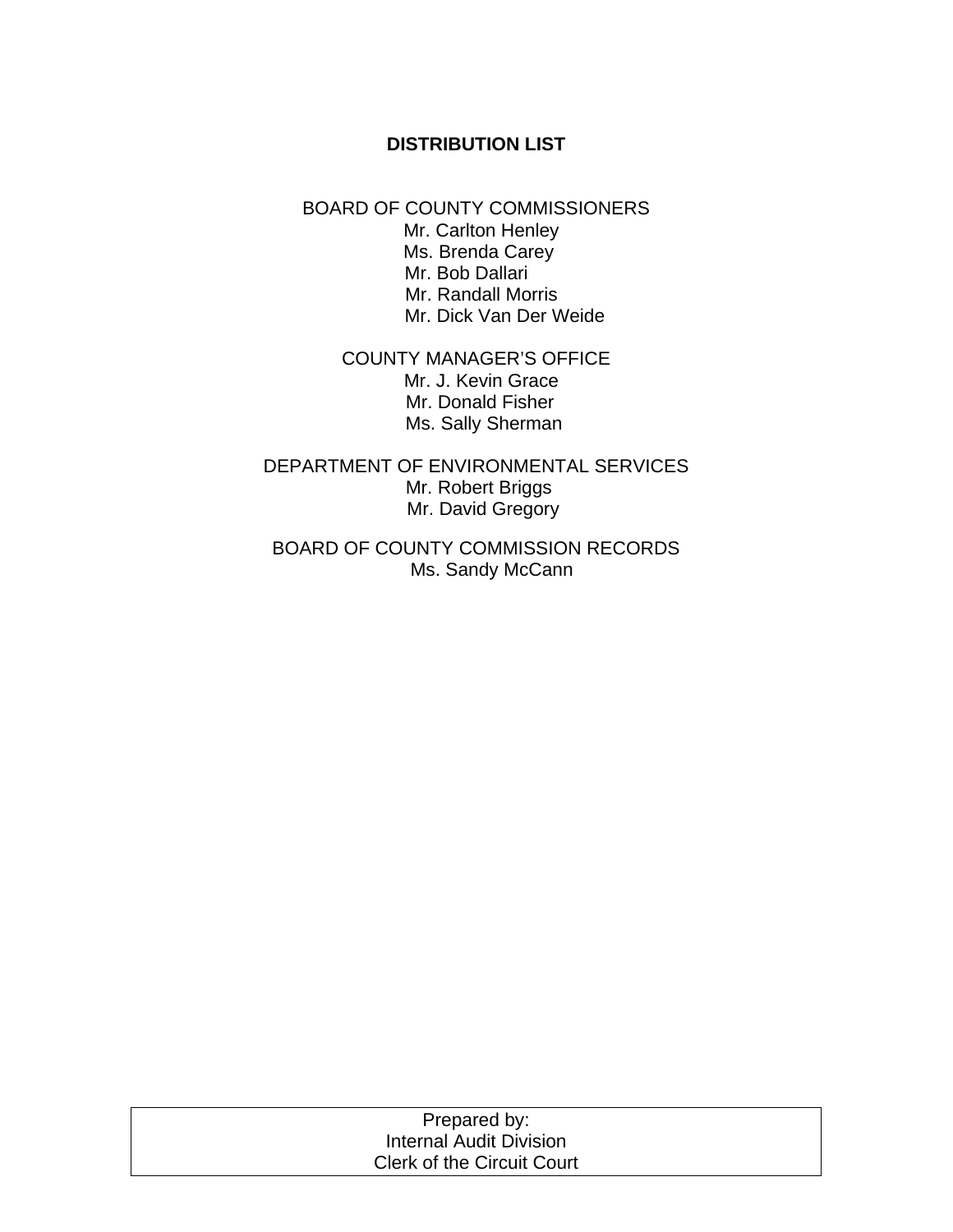## DISTRIBUTION LIST

BOARD OF COUNTY COMMISSIONERS
Mr. Carlton Henley
Ms. Brenda Carey
Mr. Bob Dallari
Mr. Randall Morris
Mr. Dick Van Der Weide

COUNTY MANAGER'S OFFICE
Mr. J. Kevin Grace
Mr. Donald Fisher
Ms. Sally Sherman

DEPARTMENT OF ENVIRONMENTAL SERVICES
Mr. Robert Briggs
Mr. David Gregory

BOARD OF COUNTY COMMISSION RECORDS
Ms. Sandy McCann

Prepared by:
Internal Audit Division
Clerk of the Circuit Court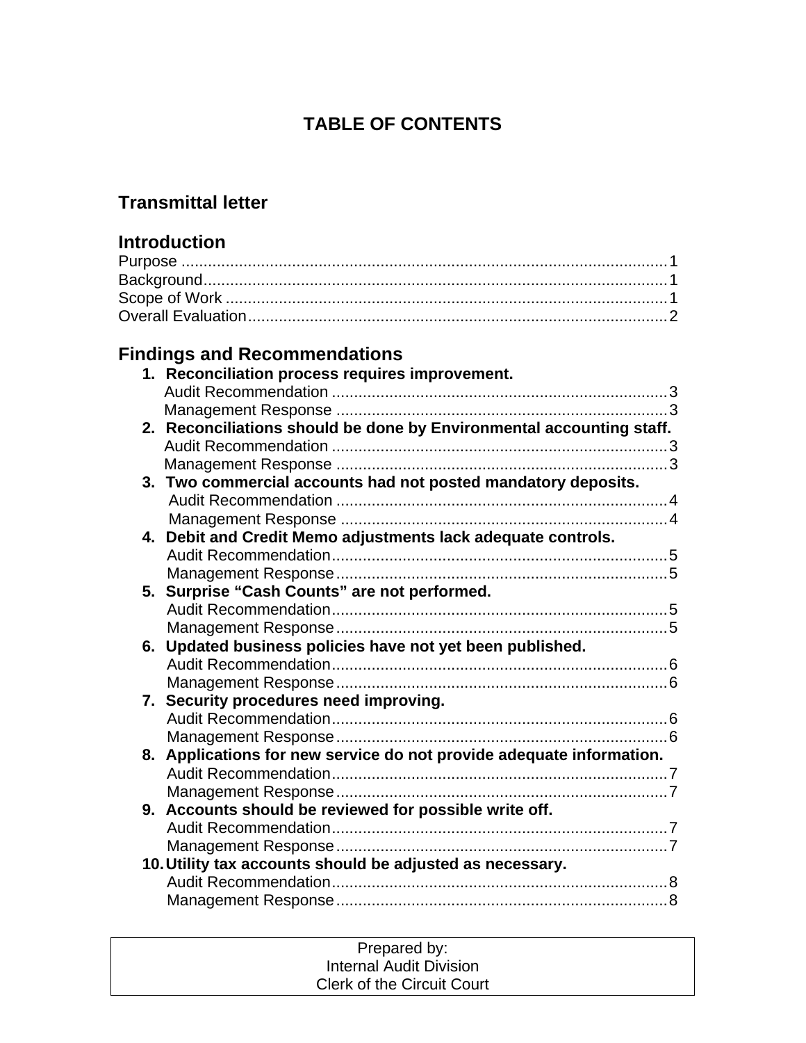# TABLE OF CONTENTS

## Transmittal letter

## Introduction

Purpose ............................................................................................................1
Background........................................................................................................1
Scope of Work ...................................................................................................1
Overall Evaluation..............................................................................................2

## Findings and Recommendations

1. **Reconciliation process requires improvement.**
   Audit Recommendation ...........................................................................3
   Management Response ..........................................................................3
2. **Reconciliations should be done by Environmental accounting staff.**
   Audit Recommendation ...........................................................................3
   Management Response ..........................................................................3
3. **Two commercial accounts had not posted mandatory deposits.**
   Audit Recommendation ...........................................................................4
   Management Response ..........................................................................4
4. **Debit and Credit Memo adjustments lack adequate controls.**
   Audit Recommendation ...........................................................................5
   Management Response ..........................................................................5
5. **Surprise "Cash Counts" are not performed.**
   Audit Recommendation ...........................................................................5
   Management Response ..........................................................................5
6. **Updated business policies have not yet been published.**
   Audit Recommendation ...........................................................................6
   Management Response ..........................................................................6
7. **Security procedures need improving.**
   Audit Recommendation ...........................................................................6
   Management Response ..........................................................................6
8. **Applications for new service do not provide adequate information.**
   Audit Recommendation ...........................................................................7
   Management Response ..........................................................................7
9. **Accounts should be reviewed for possible write off.**
   Audit Recommendation ...........................................................................7
   Management Response ..........................................................................7
10. **Utility tax accounts should be adjusted as necessary.**
    Audit Recommendation ...........................................................................8
    Management Response ..........................................................................8

Prepared by:
Internal Audit Division
Clerk of the Circuit Court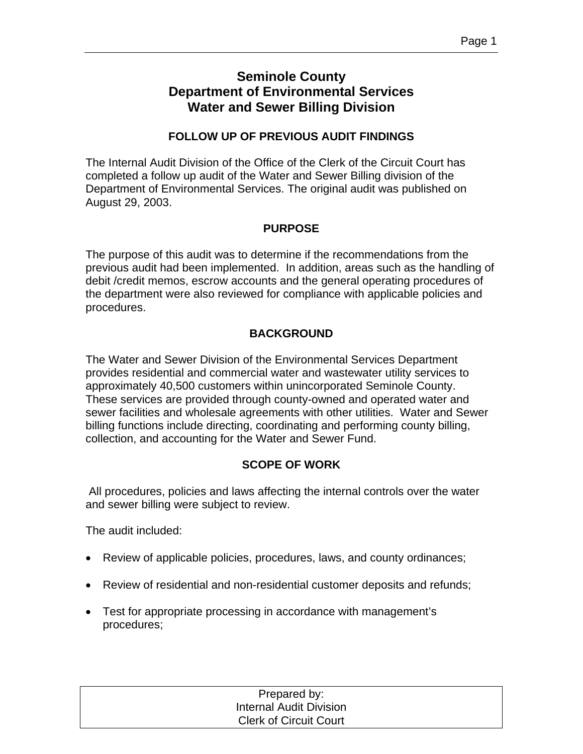# Seminole County
# Department of Environmental Services
# Water and Sewer Billing Division

## FOLLOW UP OF PREVIOUS AUDIT FINDINGS

The Internal Audit Division of the Office of the Clerk of the Circuit Court has completed a follow up audit of the Water and Sewer Billing division of the Department of Environmental Services. The original audit was published on August 29, 2003.

## PURPOSE

The purpose of this audit was to determine if the recommendations from the previous audit had been implemented. In addition, areas such as the handling of debit /credit memos, escrow accounts and the general operating procedures of the department were also reviewed for compliance with applicable policies and procedures.

## BACKGROUND

The Water and Sewer Division of the Environmental Services Department provides residential and commercial water and wastewater utility services to approximately 40,500 customers within unincorporated Seminole County. These services are provided through county-owned and operated water and sewer facilities and wholesale agreements with other utilities. Water and Sewer billing functions include directing, coordinating and performing county billing, collection, and accounting for the Water and Sewer Fund.

## SCOPE OF WORK

All procedures, policies and laws affecting the internal controls over the water and sewer billing were subject to review.

The audit included:

- Review of applicable policies, procedures, laws, and county ordinances;
- Review of residential and non-residential customer deposits and refunds;
- Test for appropriate processing in accordance with management's procedures;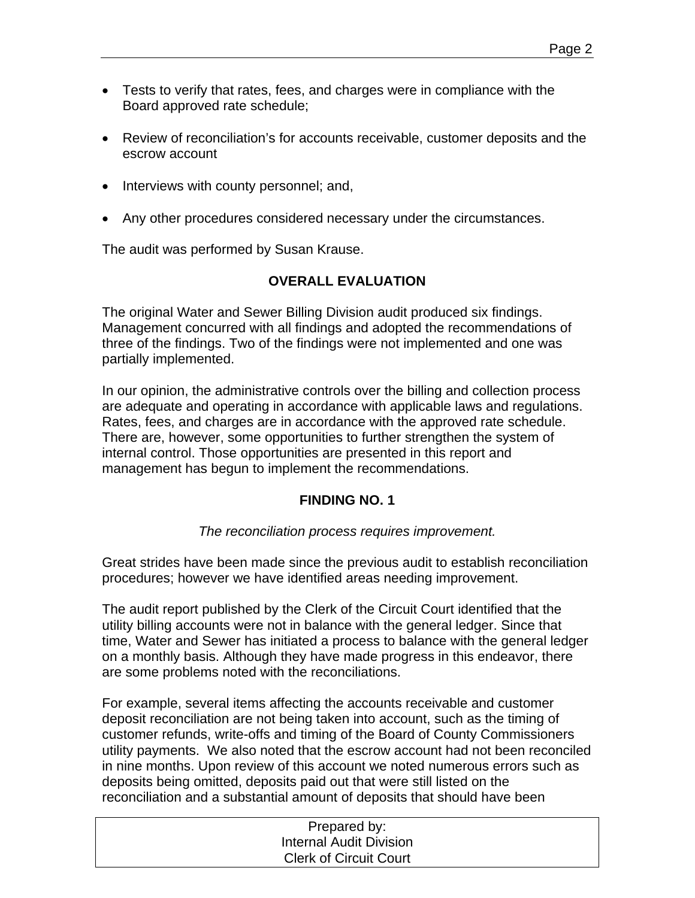- Tests to verify that rates, fees, and charges were in compliance with the Board approved rate schedule;

- Review of reconciliation's for accounts receivable, customer deposits and the escrow account

- Interviews with county personnel; and,

- Any other procedures considered necessary under the circumstances.

The audit was performed by Susan Krause.

## OVERALL EVALUATION

The original Water and Sewer Billing Division audit produced six findings. Management concurred with all findings and adopted the recommendations of three of the findings. Two of the findings were not implemented and one was partially implemented.

In our opinion, the administrative controls over the billing and collection process are adequate and operating in accordance with applicable laws and regulations. Rates, fees, and charges are in accordance with the approved rate schedule. There are, however, some opportunities to further strengthen the system of internal control. Those opportunities are presented in this report and management has begun to implement the recommendations.

## FINDING NO. 1

*The reconciliation process requires improvement.*

Great strides have been made since the previous audit to establish reconciliation procedures; however we have identified areas needing improvement.

The audit report published by the Clerk of the Circuit Court identified that the utility billing accounts were not in balance with the general ledger. Since that time, Water and Sewer has initiated a process to balance with the general ledger on a monthly basis. Although they have made progress in this endeavor, there are some problems noted with the reconciliations.

For example, several items affecting the accounts receivable and customer deposit reconciliation are not being taken into account, such as the timing of customer refunds, write-offs and timing of the Board of County Commissioners utility payments. We also noted that the escrow account had not been reconciled in nine months. Upon review of this account we noted numerous errors such as deposits being omitted, deposits paid out that were still listed on the reconciliation and a substantial amount of deposits that should have been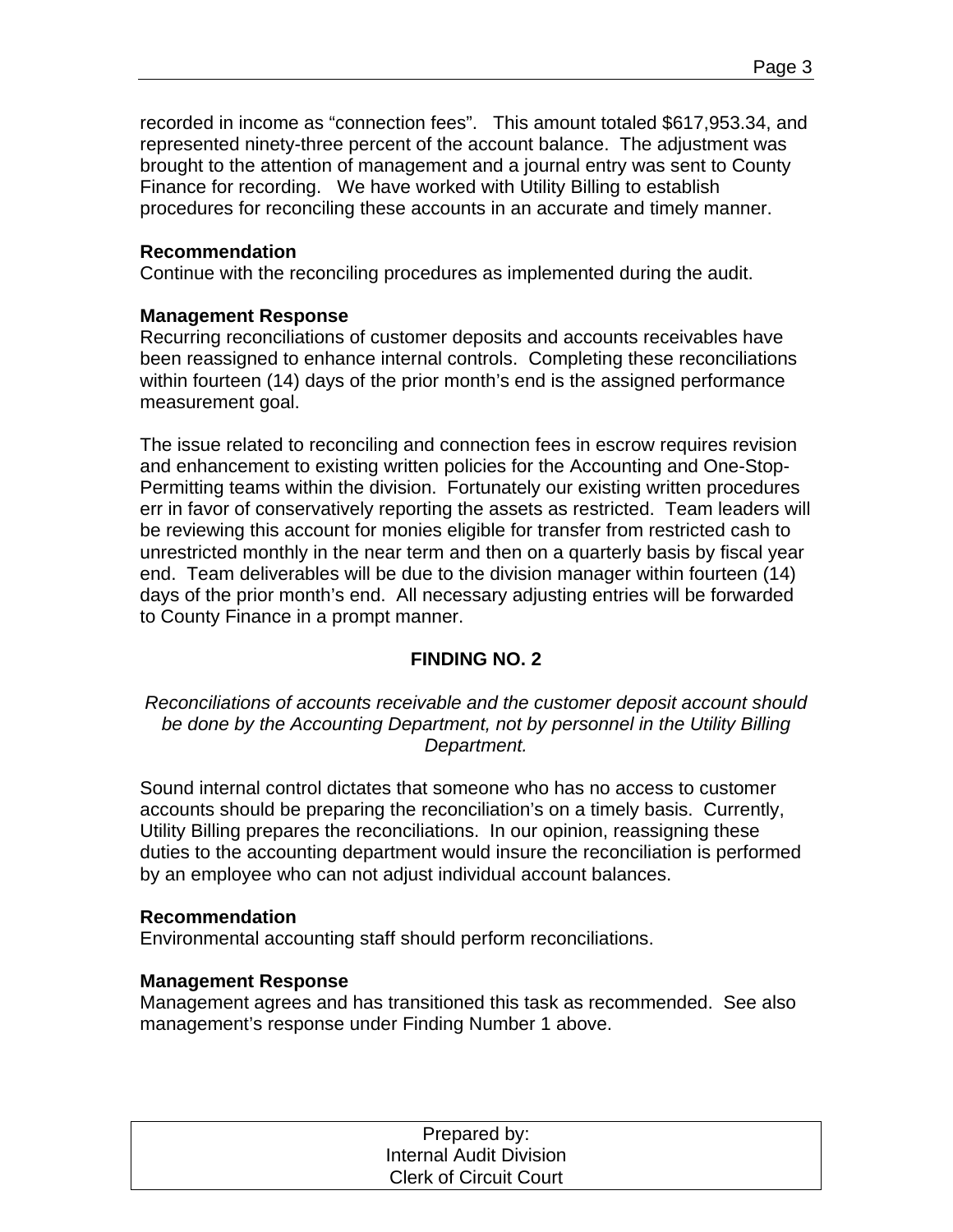recorded in income as "connection fees". This amount totaled $617,953.34, and represented ninety-three percent of the account balance. The adjustment was brought to the attention of management and a journal entry was sent to County Finance for recording. We have worked with Utility Billing to establish procedures for reconciling these accounts in an accurate and timely manner.

**Recommendation**
Continue with the reconciling procedures as implemented during the audit.

**Management Response**
Recurring reconciliations of customer deposits and accounts receivables have been reassigned to enhance internal controls. Completing these reconciliations within fourteen (14) days of the prior month's end is the assigned performance measurement goal.

The issue related to reconciling and connection fees in escrow requires revision and enhancement to existing written policies for the Accounting and One-Stop-Permitting teams within the division. Fortunately our existing written procedures err in favor of conservatively reporting the assets as restricted. Team leaders will be reviewing this account for monies eligible for transfer from restricted cash to unrestricted monthly in the near term and then on a quarterly basis by fiscal year end. Team deliverables will be due to the division manager within fourteen (14) days of the prior month's end. All necessary adjusting entries will be forwarded to County Finance in a prompt manner.

## FINDING NO. 2

*Reconciliations of accounts receivable and the customer deposit account should be done by the Accounting Department, not by personnel in the Utility Billing Department.*

Sound internal control dictates that someone who has no access to customer accounts should be preparing the reconciliation's on a timely basis. Currently, Utility Billing prepares the reconciliations. In our opinion, reassigning these duties to the accounting department would insure the reconciliation is performed by an employee who can not adjust individual account balances.

**Recommendation**
Environmental accounting staff should perform reconciliations.

**Management Response**
Management agrees and has transitioned this task as recommended. See also management's response under Finding Number 1 above.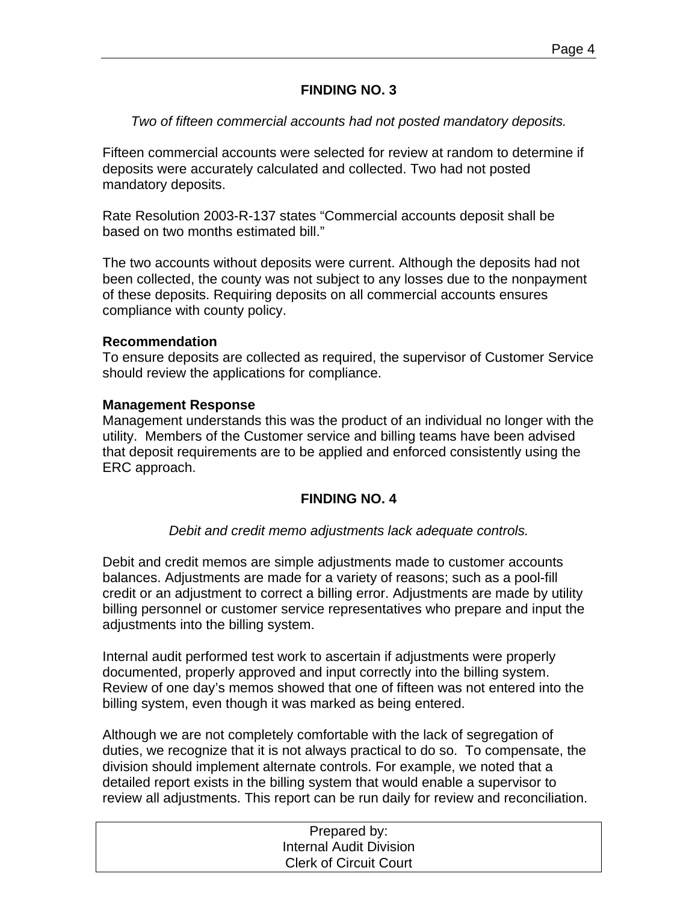## FINDING NO. 3

*Two of fifteen commercial accounts had not posted mandatory deposits.*

Fifteen commercial accounts were selected for review at random to determine if deposits were accurately calculated and collected. Two had not posted mandatory deposits.

Rate Resolution 2003-R-137 states "Commercial accounts deposit shall be based on two months estimated bill."

The two accounts without deposits were current. Although the deposits had not been collected, the county was not subject to any losses due to the nonpayment of these deposits. Requiring deposits on all commercial accounts ensures compliance with county policy.

**Recommendation**
To ensure deposits are collected as required, the supervisor of Customer Service should review the applications for compliance.

**Management Response**
Management understands this was the product of an individual no longer with the utility. Members of the Customer service and billing teams have been advised that deposit requirements are to be applied and enforced consistently using the ERC approach.

## FINDING NO. 4

*Debit and credit memo adjustments lack adequate controls.*

Debit and credit memos are simple adjustments made to customer accounts balances. Adjustments are made for a variety of reasons; such as a pool-fill credit or an adjustment to correct a billing error. Adjustments are made by utility billing personnel or customer service representatives who prepare and input the adjustments into the billing system.

Internal audit performed test work to ascertain if adjustments were properly documented, properly approved and input correctly into the billing system. Review of one day's memos showed that one of fifteen was not entered into the billing system, even though it was marked as being entered.

Although we are not completely comfortable with the lack of segregation of duties, we recognize that it is not always practical to do so. To compensate, the division should implement alternate controls. For example, we noted that a detailed report exists in the billing system that would enable a supervisor to review all adjustments. This report can be run daily for review and reconciliation.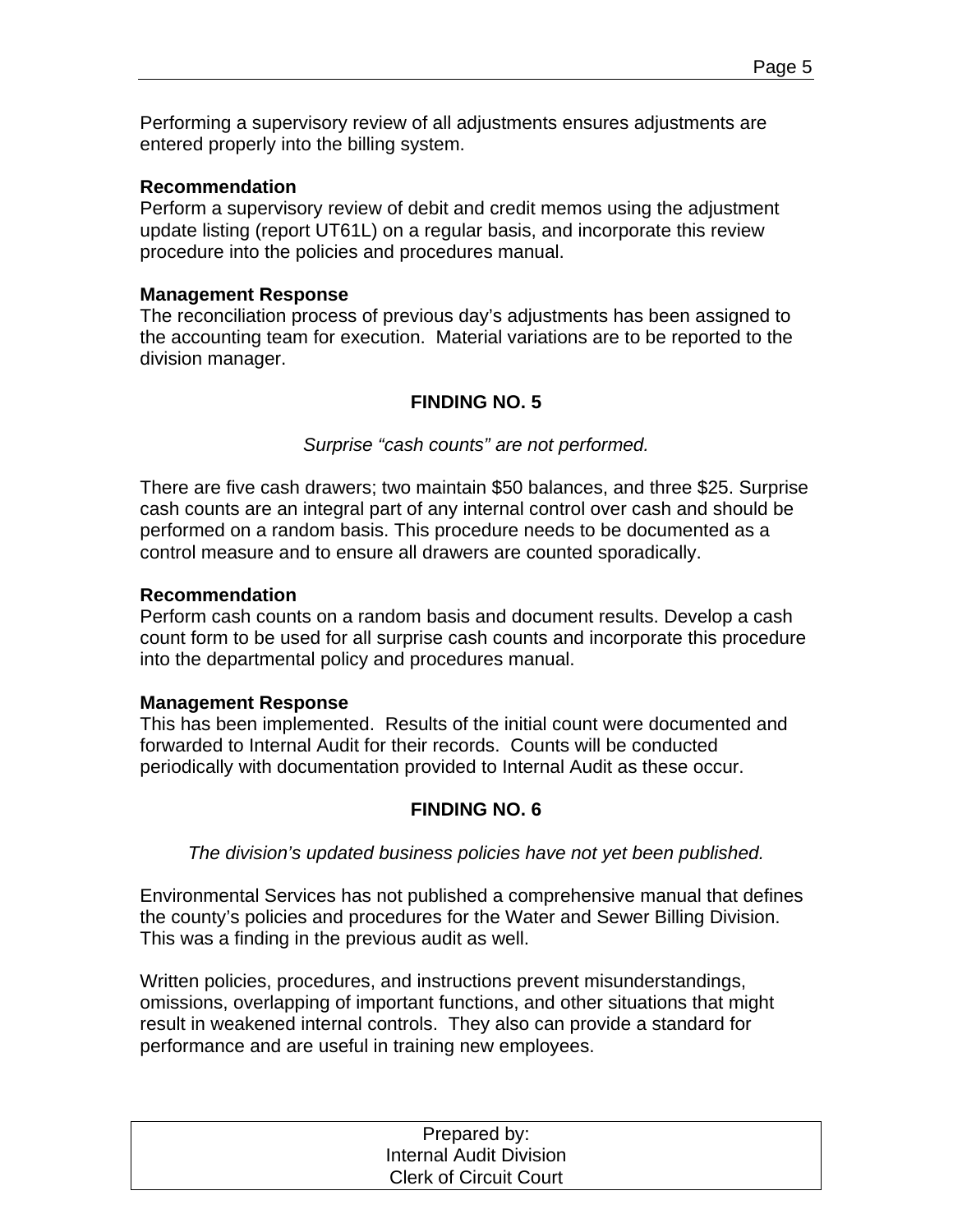Performing a supervisory review of all adjustments ensures adjustments are entered properly into the billing system.

**Recommendation**
Perform a supervisory review of debit and credit memos using the adjustment update listing (report UT61L) on a regular basis, and incorporate this review procedure into the policies and procedures manual.

**Management Response**
The reconciliation process of previous day's adjustments has been assigned to the accounting team for execution. Material variations are to be reported to the division manager.

## FINDING NO. 5

*Surprise "cash counts" are not performed.*

There are five cash drawers; two maintain $50 balances, and three $25. Surprise cash counts are an integral part of any internal control over cash and should be performed on a random basis. This procedure needs to be documented as a control measure and to ensure all drawers are counted sporadically.

**Recommendation**
Perform cash counts on a random basis and document results. Develop a cash count form to be used for all surprise cash counts and incorporate this procedure into the departmental policy and procedures manual.

**Management Response**
This has been implemented. Results of the initial count were documented and forwarded to Internal Audit for their records. Counts will be conducted periodically with documentation provided to Internal Audit as these occur.

## FINDING NO. 6

*The division's updated business policies have not yet been published.*

Environmental Services has not published a comprehensive manual that defines the county's policies and procedures for the Water and Sewer Billing Division. This was a finding in the previous audit as well.

Written policies, procedures, and instructions prevent misunderstandings, omissions, overlapping of important functions, and other situations that might result in weakened internal controls. They also can provide a standard for performance and are useful in training new employees.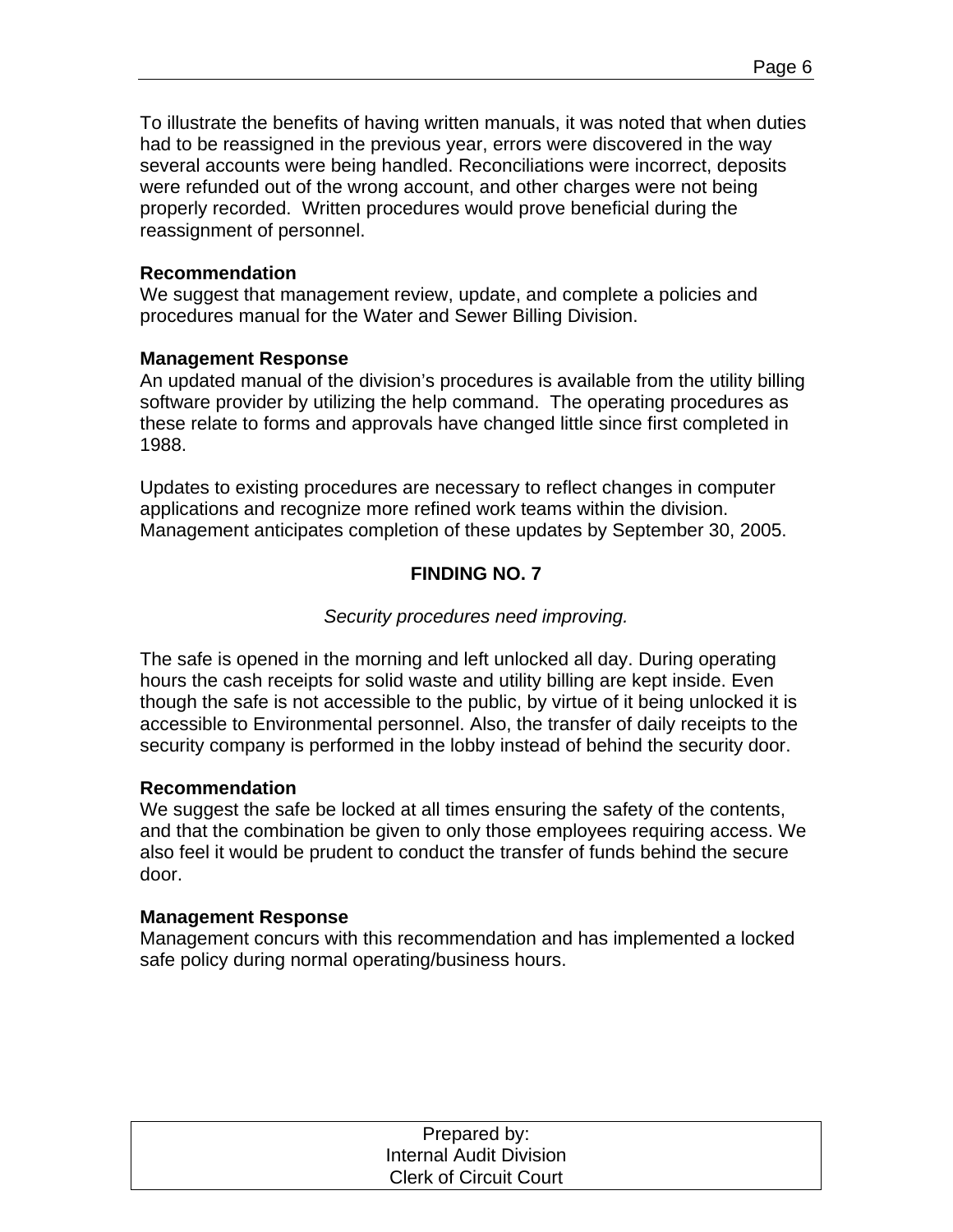To illustrate the benefits of having written manuals, it was noted that when duties had to be reassigned in the previous year, errors were discovered in the way several accounts were being handled. Reconciliations were incorrect, deposits were refunded out of the wrong account, and other charges were not being properly recorded. Written procedures would prove beneficial during the reassignment of personnel.

**Recommendation**
We suggest that management review, update, and complete a policies and procedures manual for the Water and Sewer Billing Division.

**Management Response**
An updated manual of the division's procedures is available from the utility billing software provider by utilizing the help command. The operating procedures as these relate to forms and approvals have changed little since first completed in 1988.

Updates to existing procedures are necessary to reflect changes in computer applications and recognize more refined work teams within the division. Management anticipates completion of these updates by September 30, 2005.

## FINDING NO. 7

*Security procedures need improving.*

The safe is opened in the morning and left unlocked all day. During operating hours the cash receipts for solid waste and utility billing are kept inside. Even though the safe is not accessible to the public, by virtue of it being unlocked it is accessible to Environmental personnel. Also, the transfer of daily receipts to the security company is performed in the lobby instead of behind the security door.

**Recommendation**
We suggest the safe be locked at all times ensuring the safety of the contents, and that the combination be given to only those employees requiring access. We also feel it would be prudent to conduct the transfer of funds behind the secure door.

**Management Response**
Management concurs with this recommendation and has implemented a locked safe policy during normal operating/business hours.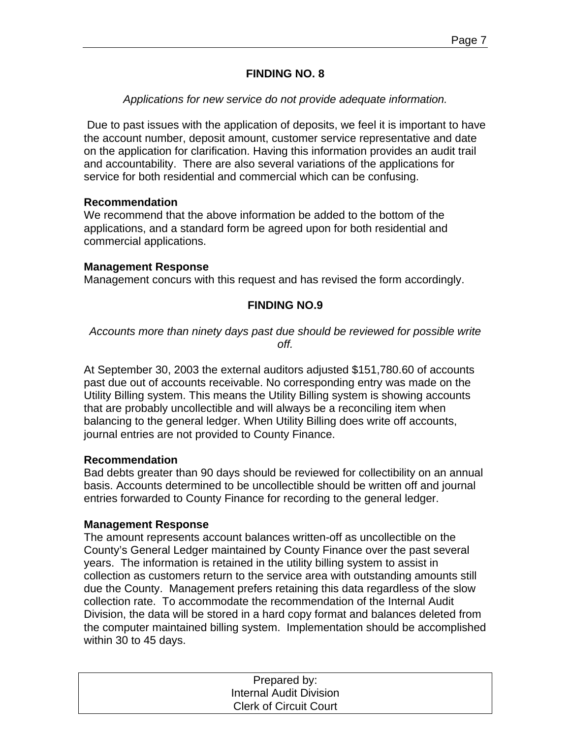## FINDING NO. 8

*Applications for new service do not provide adequate information.*

Due to past issues with the application of deposits, we feel it is important to have the account number, deposit amount, customer service representative and date on the application for clarification. Having this information provides an audit trail and accountability. There are also several variations of the applications for service for both residential and commercial which can be confusing.

**Recommendation**
We recommend that the above information be added to the bottom of the applications, and a standard form be agreed upon for both residential and commercial applications.

**Management Response**
Management concurs with this request and has revised the form accordingly.

## FINDING NO.9

*Accounts more than ninety days past due should be reviewed for possible write off.*

At September 30, 2003 the external auditors adjusted $151,780.60 of accounts past due out of accounts receivable. No corresponding entry was made on the Utility Billing system. This means the Utility Billing system is showing accounts that are probably uncollectible and will always be a reconciling item when balancing to the general ledger. When Utility Billing does write off accounts, journal entries are not provided to County Finance.

**Recommendation**
Bad debts greater than 90 days should be reviewed for collectibility on an annual basis. Accounts determined to be uncollectible should be written off and journal entries forwarded to County Finance for recording to the general ledger.

**Management Response**
The amount represents account balances written-off as uncollectible on the County's General Ledger maintained by County Finance over the past several years. The information is retained in the utility billing system to assist in collection as customers return to the service area with outstanding amounts still due the County. Management prefers retaining this data regardless of the slow collection rate. To accommodate the recommendation of the Internal Audit Division, the data will be stored in a hard copy format and balances deleted from the computer maintained billing system. Implementation should be accomplished within 30 to 45 days.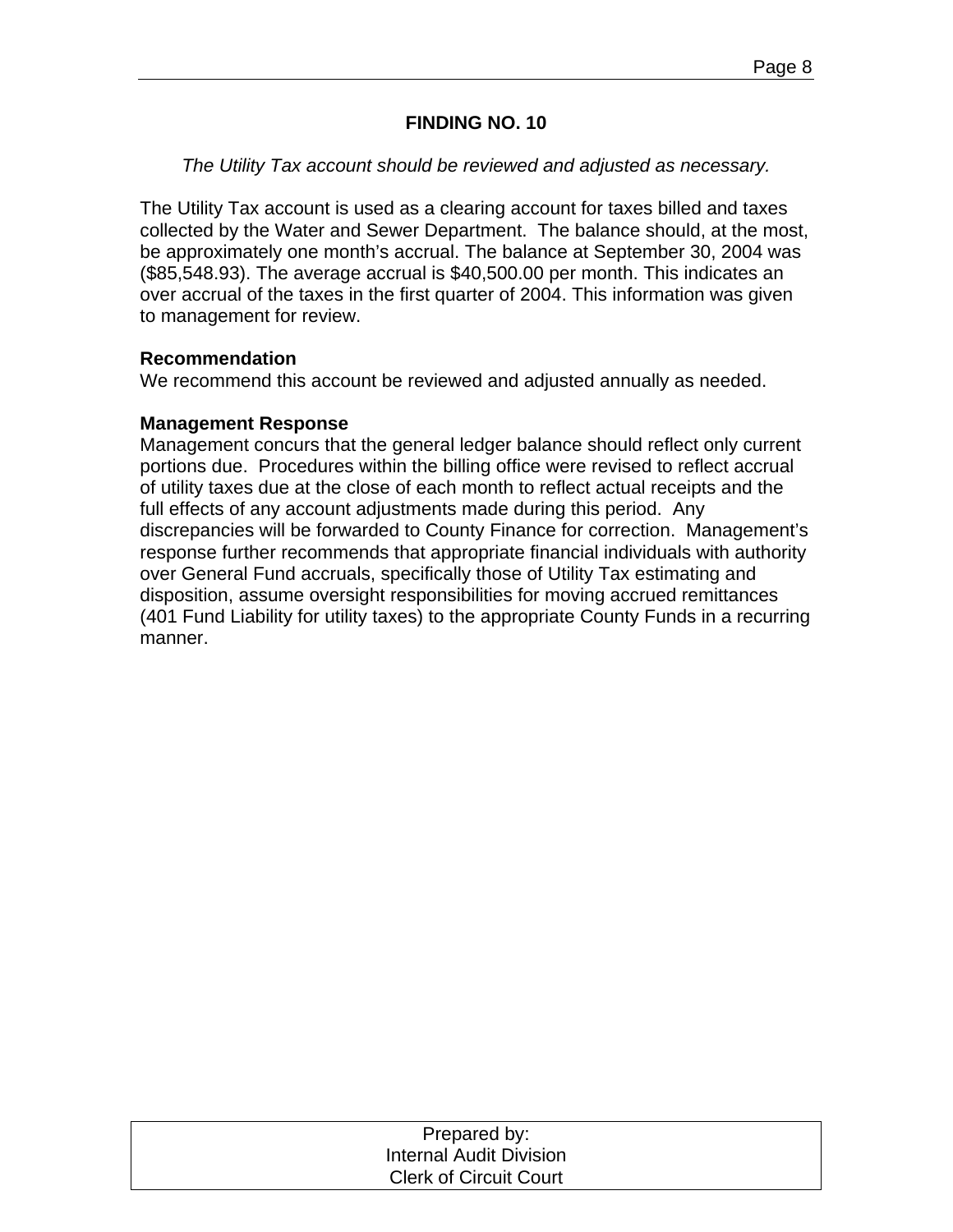## FINDING NO. 10

*The Utility Tax account should be reviewed and adjusted as necessary.*

The Utility Tax account is used as a clearing account for taxes billed and taxes collected by the Water and Sewer Department. The balance should, at the most, be approximately one month's accrual. The balance at September 30, 2004 was ($85,548.93). The average accrual is $40,500.00 per month. This indicates an over accrual of the taxes in the first quarter of 2004. This information was given to management for review.

**Recommendation**
We recommend this account be reviewed and adjusted annually as needed.

**Management Response**
Management concurs that the general ledger balance should reflect only current portions due. Procedures within the billing office were revised to reflect accrual of utility taxes due at the close of each month to reflect actual receipts and the full effects of any account adjustments made during this period. Any discrepancies will be forwarded to County Finance for correction. Management's response further recommends that appropriate financial individuals with authority over General Fund accruals, specifically those of Utility Tax estimating and disposition, assume oversight responsibilities for moving accrued remittances (401 Fund Liability for utility taxes) to the appropriate County Funds in a recurring manner.